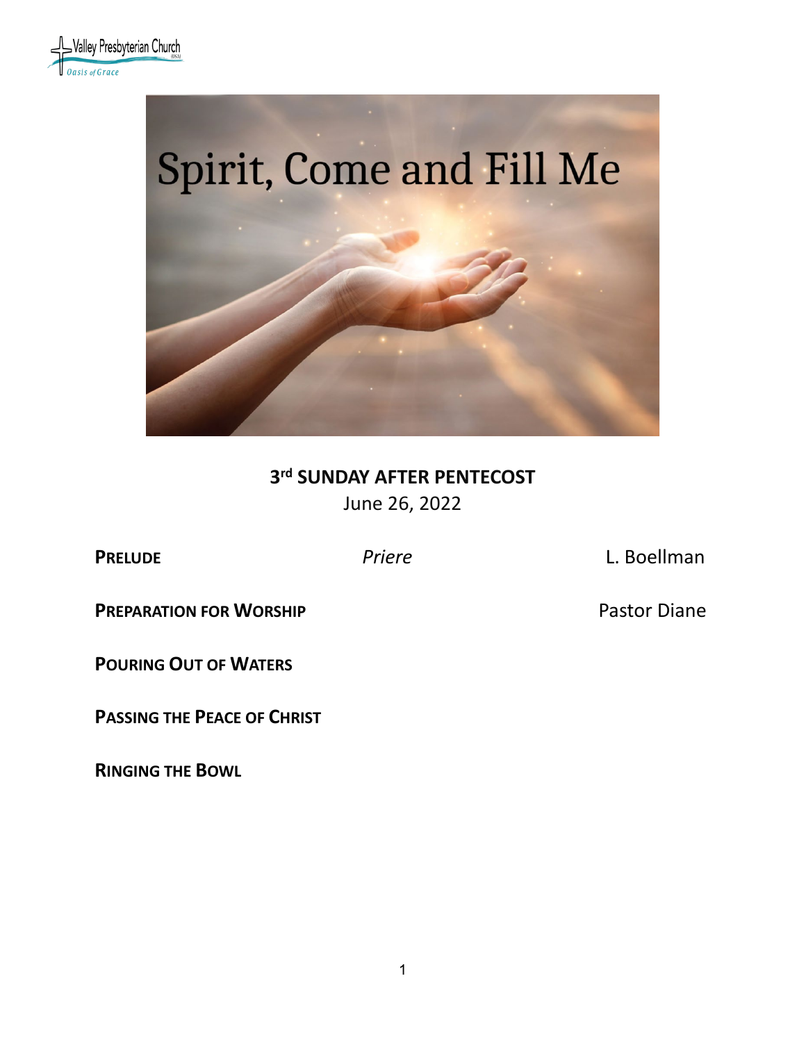Valley Presbyterian Church (USA)
*Oasis of Grace*

# Spirit, Come and Fill Me

**3rd SUNDAY AFTER PENTECOST**
June 26, 2022

**PRELUDE** *Priere* L. Boellman

**PREPARATION FOR WORSHIP** Pastor Diane

**POURING OUT OF WATERS**

**PASSING THE PEACE OF CHRIST**

**RINGING THE BOWL**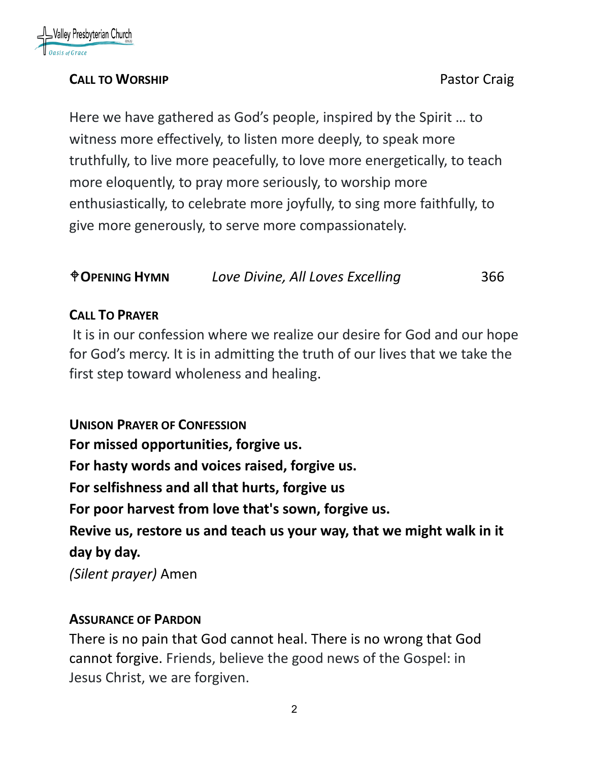**CALL TO WORSHIP** Pastor Craig

Here we have gathered as God's people, inspired by the Spirit … to witness more effectively, to listen more deeply, to speak more truthfully, to live more peacefully, to love more energetically, to teach more eloquently, to pray more seriously, to worship more enthusiastically, to celebrate more joyfully, to sing more faithfully, to give more generously, to serve more compassionately.

**♱OPENING HYMN** *Love Divine, All Loves Excelling* 366

**CALL TO PRAYER**

It is in our confession where we realize our desire for God and our hope for God's mercy. It is in admitting the truth of our lives that we take the first step toward wholeness and healing.

**UNISON PRAYER OF CONFESSION**

**For missed opportunities, forgive us.**
**For hasty words and voices raised, forgive us.**
**For selfishness and all that hurts, forgive us**
**For poor harvest from love that's sown, forgive us.**
**Revive us, restore us and teach us your way, that we might walk in it day by day.**
*(Silent prayer)* Amen

**ASSURANCE OF PARDON**

There is no pain that God cannot heal. There is no wrong that God cannot forgive. Friends, believe the good news of the Gospel: in Jesus Christ, we are forgiven.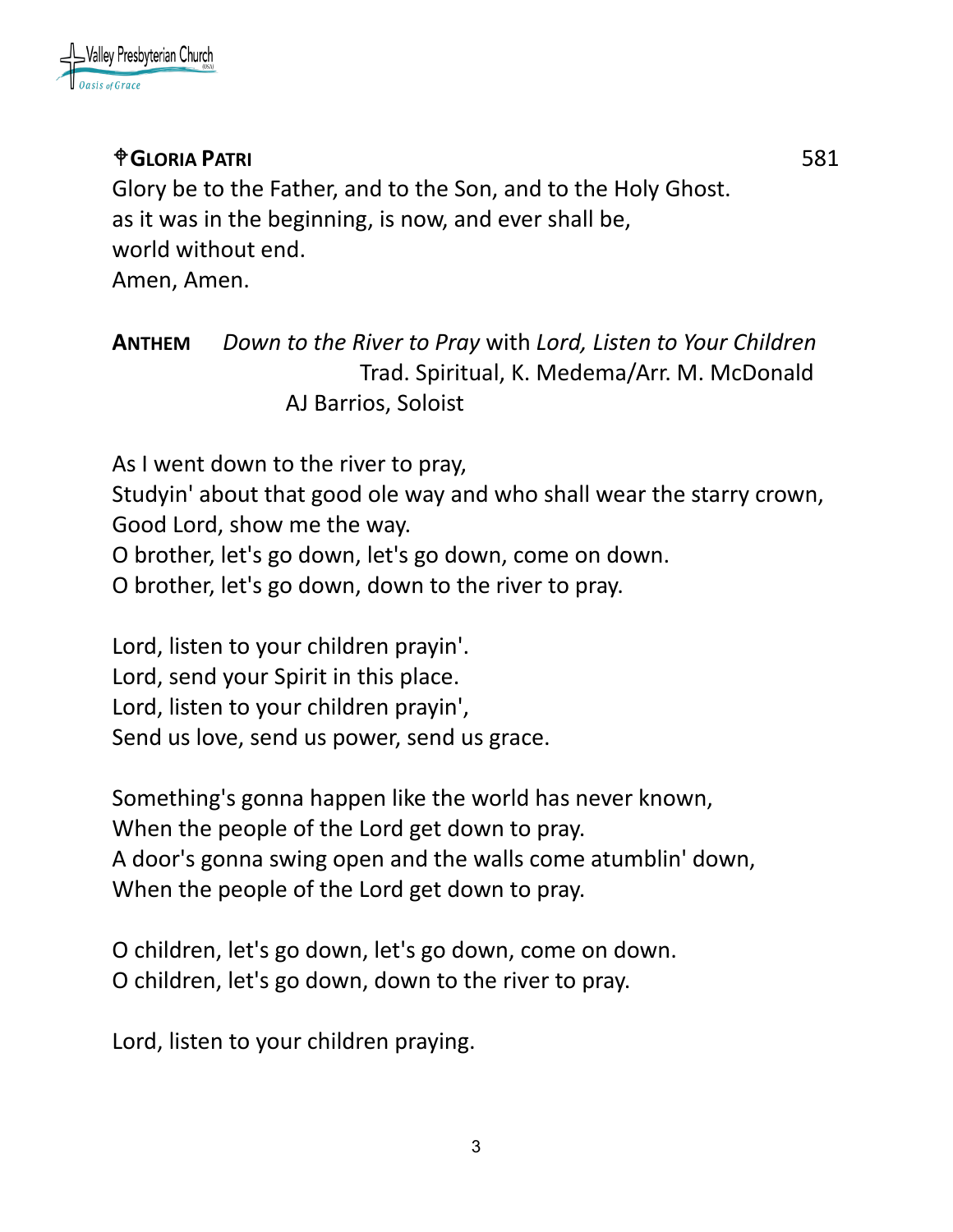**✟GLORIA PATRI** 581

Glory be to the Father, and to the Son, and to the Holy Ghost.
as it was in the beginning, is now, and ever shall be,
world without end.
Amen, Amen.

**ANTHEM** *Down to the River to Pray* with *Lord, Listen to Your Children*
Trad. Spiritual, K. Medema/Arr. M. McDonald
AJ Barrios, Soloist

As I went down to the river to pray,
Studyin' about that good ole way and who shall wear the starry crown,
Good Lord, show me the way.
O brother, let's go down, let's go down, come on down.
O brother, let's go down, down to the river to pray.

Lord, listen to your children prayin'.
Lord, send your Spirit in this place.
Lord, listen to your children prayin',
Send us love, send us power, send us grace.

Something's gonna happen like the world has never known,
When the people of the Lord get down to pray.
A door's gonna swing open and the walls come atumblin' down,
When the people of the Lord get down to pray.

O children, let's go down, let's go down, come on down.
O children, let's go down, down to the river to pray.

Lord, listen to your children praying.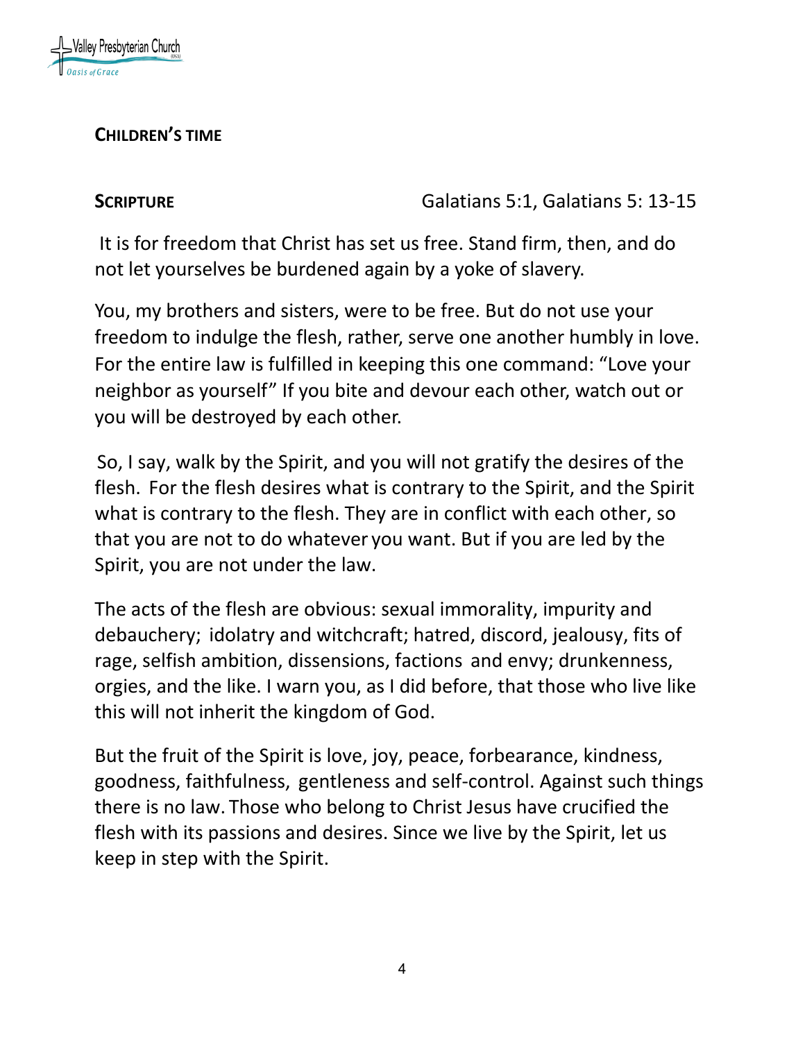**CHILDREN'S TIME**

**SCRIPTURE** Galatians 5:1, Galatians 5: 13-15

It is for freedom that Christ has set us free. Stand firm, then, and do not let yourselves be burdened again by a yoke of slavery.

You, my brothers and sisters, were to be free. But do not use your freedom to indulge the flesh, rather, serve one another humbly in love. For the entire law is fulfilled in keeping this one command: "Love your neighbor as yourself" If you bite and devour each other, watch out or you will be destroyed by each other.

So, I say, walk by the Spirit, and you will not gratify the desires of the flesh. For the flesh desires what is contrary to the Spirit, and the Spirit what is contrary to the flesh. They are in conflict with each other, so that you are not to do whatever you want. But if you are led by the Spirit, you are not under the law.

The acts of the flesh are obvious: sexual immorality, impurity and debauchery; idolatry and witchcraft; hatred, discord, jealousy, fits of rage, selfish ambition, dissensions, factions and envy; drunkenness, orgies, and the like. I warn you, as I did before, that those who live like this will not inherit the kingdom of God.

But the fruit of the Spirit is love, joy, peace, forbearance, kindness, goodness, faithfulness, gentleness and self-control. Against such things there is no law. Those who belong to Christ Jesus have crucified the flesh with its passions and desires. Since we live by the Spirit, let us keep in step with the Spirit.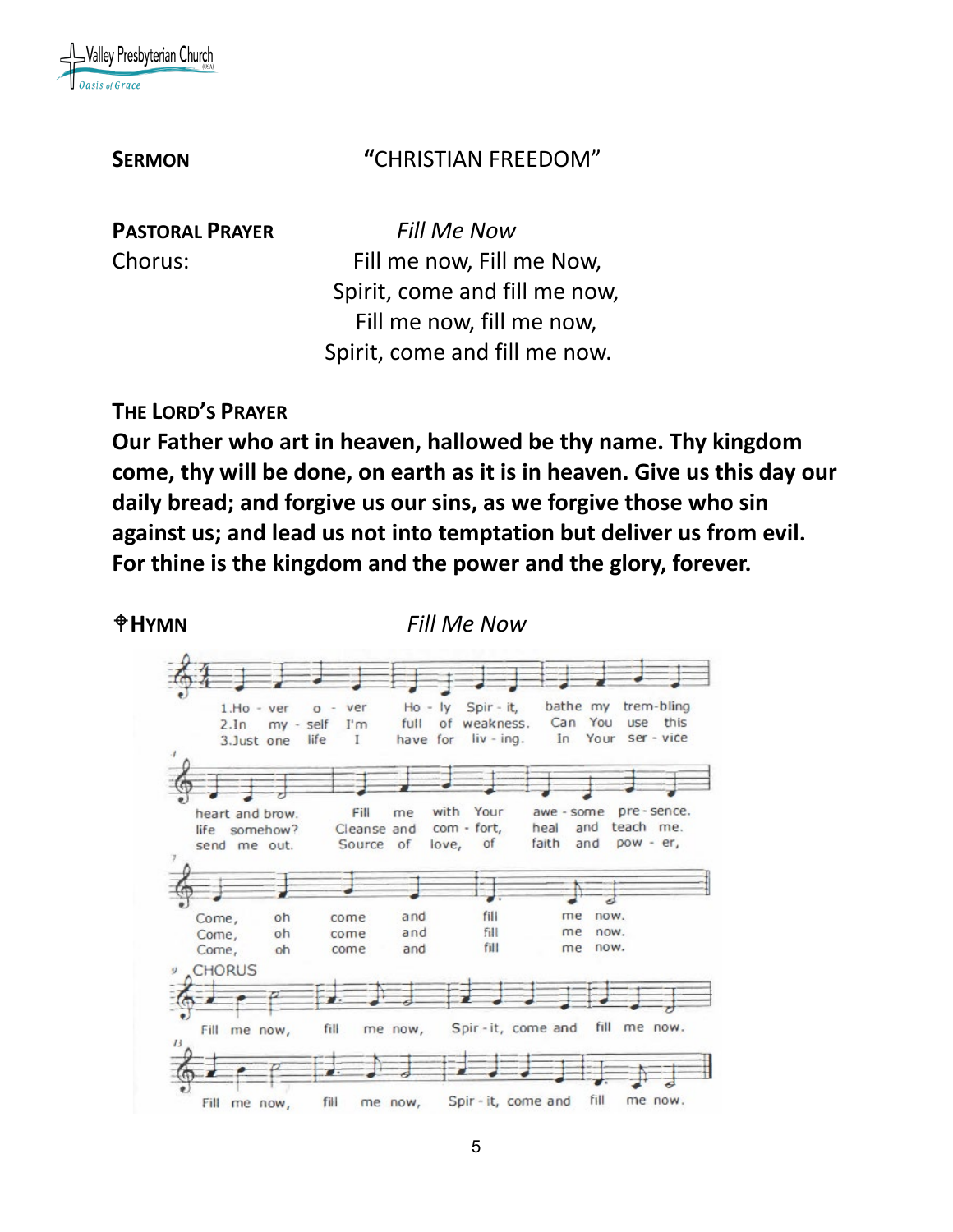**SERMON** "CHRISTIAN FREEDOM"

**PASTORAL PRAYER** *Fill Me Now*

Chorus:

Fill me now, Fill me Now,
Spirit, come and fill me now,
Fill me now, fill me now,
Spirit, come and fill me now.

**THE LORD'S PRAYER**

**Our Father who art in heaven, hallowed be thy name. Thy kingdom come, thy will be done, on earth as it is in heaven. Give us this day our daily bread; and forgive us our sins, as we forgive those who sin against us; and lead us not into temptation but deliver us from evil. For thine is the kingdom and the power and the glory, forever.**

✠**HYMN** *Fill Me Now*

1. Hover o'er me, Holy Spirit, bathe my trembling heart and brow. Fill me with Your awesome presence. Come, oh come and fill me now.
2. In myself I'm full of weakness. Can You use this life somehow? Cleanse and comfort, heal and teach me. Come, oh come and fill me now.
3. Just one life I have for living In Your service send me out. Source of love, of faith and power, Come, oh come and fill me now.

CHORUS
Fill me now, fill me now, Spirit, come and fill me now.
Fill me now, fill me now, Spirit, come and fill me now.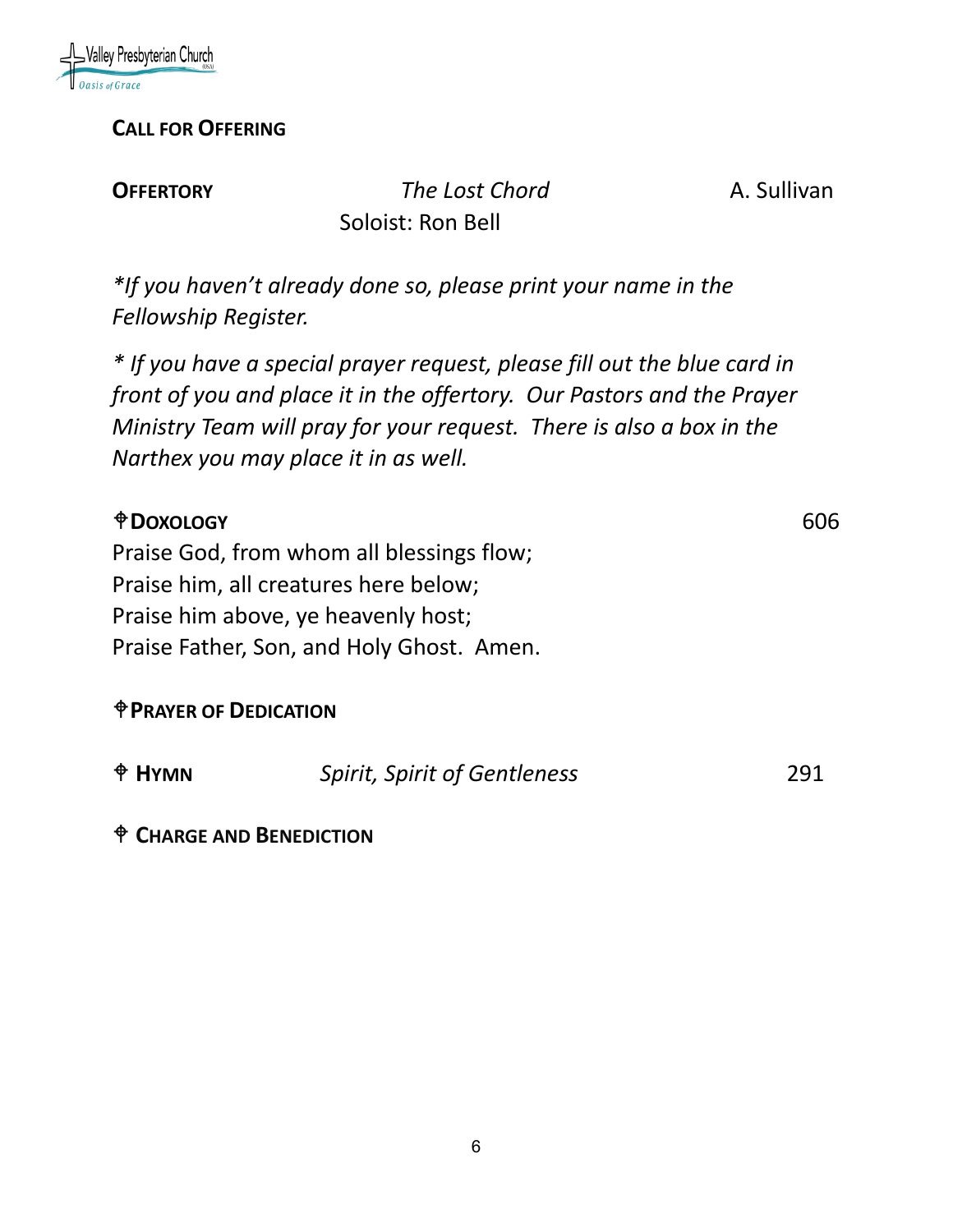**CALL FOR OFFERING**

**OFFERTORY** *The Lost Chord* A. Sullivan
Soloist: Ron Bell

**If you haven't already done so, please print your name in the Fellowship Register.*

** If you have a special prayer request, please fill out the blue card in front of you and place it in the offertory. Our Pastors and the Prayer Ministry Team will pray for your request. There is also a box in the Narthex you may place it in as well.*

**✠DOXOLOGY** 606

Praise God, from whom all blessings flow;
Praise him, all creatures here below;
Praise him above, ye heavenly host;
Praise Father, Son, and Holy Ghost. Amen.

**✠PRAYER OF DEDICATION**

**✠ HYMN** *Spirit, Spirit of Gentleness* 291

**✠ CHARGE AND BENEDICTION**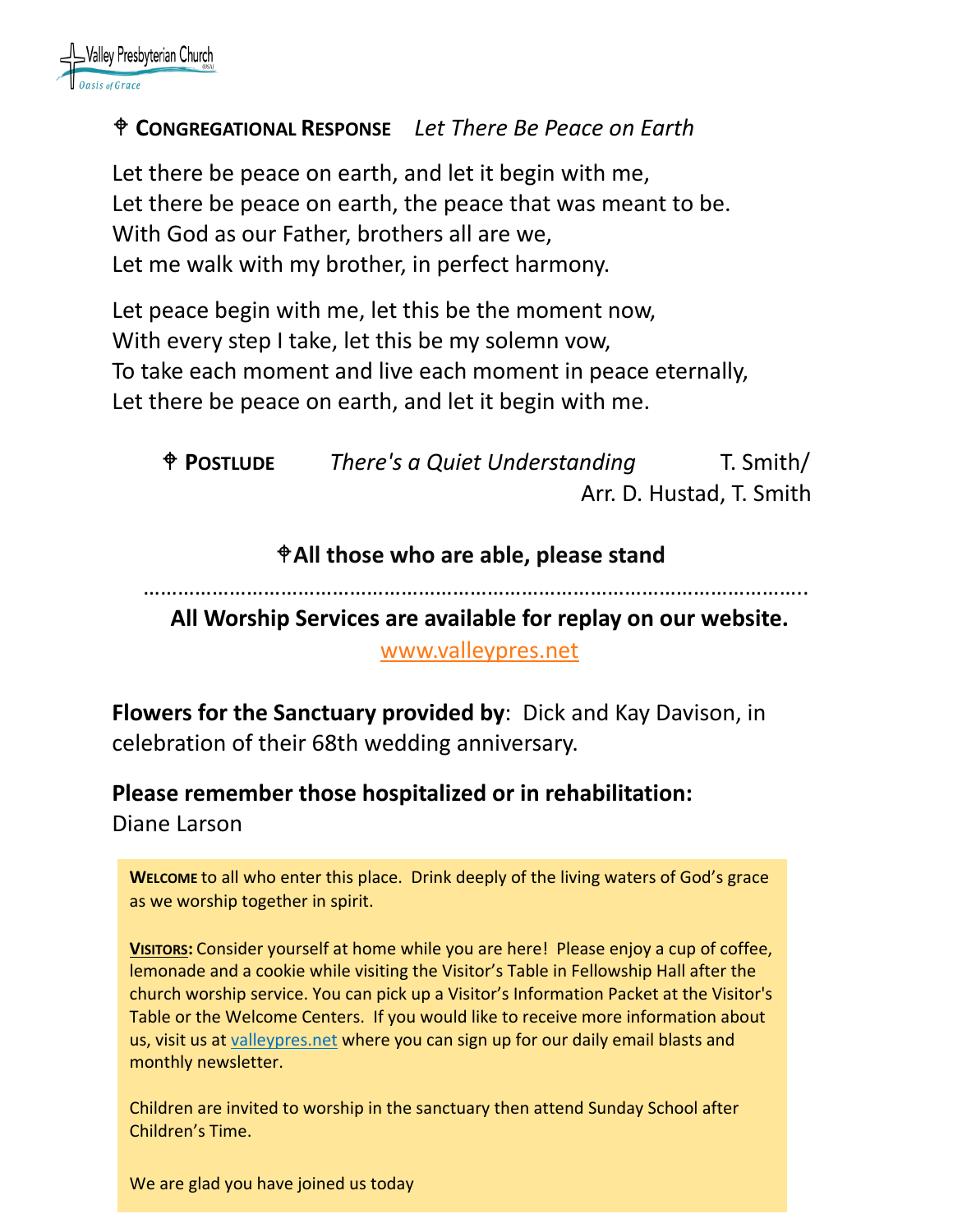⌖ **CONGREGATIONAL RESPONSE** *Let There Be Peace on Earth*

Let there be peace on earth, and let it begin with me,
Let there be peace on earth, the peace that was meant to be.
With God as our Father, brothers all are we,
Let me walk with my brother, in perfect harmony.

Let peace begin with me, let this be the moment now,
With every step I take, let this be my solemn vow,
To take each moment and live each moment in peace eternally,
Let there be peace on earth, and let it begin with me.

⌖ **POSTLUDE** *There's a Quiet Understanding* T. Smith/ Arr. D. Hustad, T. Smith

**⌖All those who are able, please stand**

…………………………………………………………………………………………………….

**All Worship Services are available for replay on our website.**

www.valleypres.net

**Flowers for the Sanctuary provided by**: Dick and Kay Davison, in celebration of their 68th wedding anniversary.

**Please remember those hospitalized or in rehabilitation:**
Diane Larson

**WELCOME** to all who enter this place. Drink deeply of the living waters of God's grace as we worship together in spirit.

**VISITORS:** Consider yourself at home while you are here! Please enjoy a cup of coffee, lemonade and a cookie while visiting the Visitor's Table in Fellowship Hall after the church worship service. You can pick up a Visitor's Information Packet at the Visitor's Table or the Welcome Centers. If you would like to receive more information about us, visit us at valleypres.net where you can sign up for our daily email blasts and monthly newsletter.

Children are invited to worship in the sanctuary then attend Sunday School after Children's Time.

We are glad you have joined us today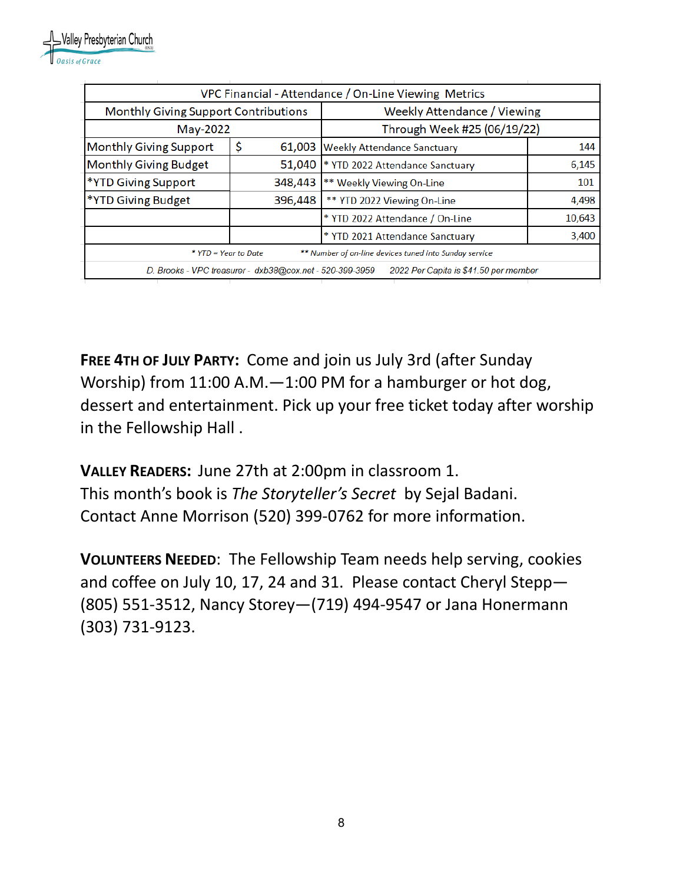Valley Presbyterian Church
Oasis of Grace

| VPC Financial - Attendance / On-Line Viewing Metrics | | | |
|---|---|---|---|
| Monthly Giving Support Contributions | | Weekly Attendance / Viewing | |
| May-2022 | | Through Week #25 (06/19/22) | |
| Monthly Giving Support | $ 61,003 | Weekly Attendance Sanctuary | 144 |
| Monthly Giving Budget | 51,040 | * YTD 2022 Attendance Sanctuary | 6,145 |
| *YTD Giving Support | 348,443 | ** Weekly Viewing On-Line | 101 |
| *YTD Giving Budget | 396,448 | ** YTD 2022 Viewing On-Line | 4,498 |
| | | * YTD 2022 Attendance / On-Line | 10,643 |
| | | * YTD 2021 Attendance Sanctuary | 3,400 |

*\* YTD = Year to Date &nbsp;&nbsp;&nbsp; \*\* Number of on-line devices tuned into Sunday service*

*D. Brooks - VPC treasurer - dxb38@cox.net - 520-399-3959 &nbsp;&nbsp;&nbsp; 2022 Per Capita is $41.50 per member*

**FREE 4TH OF JULY PARTY:** Come and join us July 3rd (after Sunday Worship) from 11:00 A.M.—1:00 PM for a hamburger or hot dog, dessert and entertainment. Pick up your free ticket today after worship in the Fellowship Hall .

**VALLEY READERS:** June 27th at 2:00pm in classroom 1.
This month's book is *The Storyteller's Secret* by Sejal Badani.
Contact Anne Morrison (520) 399-0762 for more information.

**VOLUNTEERS NEEDED**: The Fellowship Team needs help serving, cookies and coffee on July 10, 17, 24 and 31. Please contact Cheryl Stepp—(805) 551-3512, Nancy Storey—(719) 494-9547 or Jana Honermann (303) 731-9123.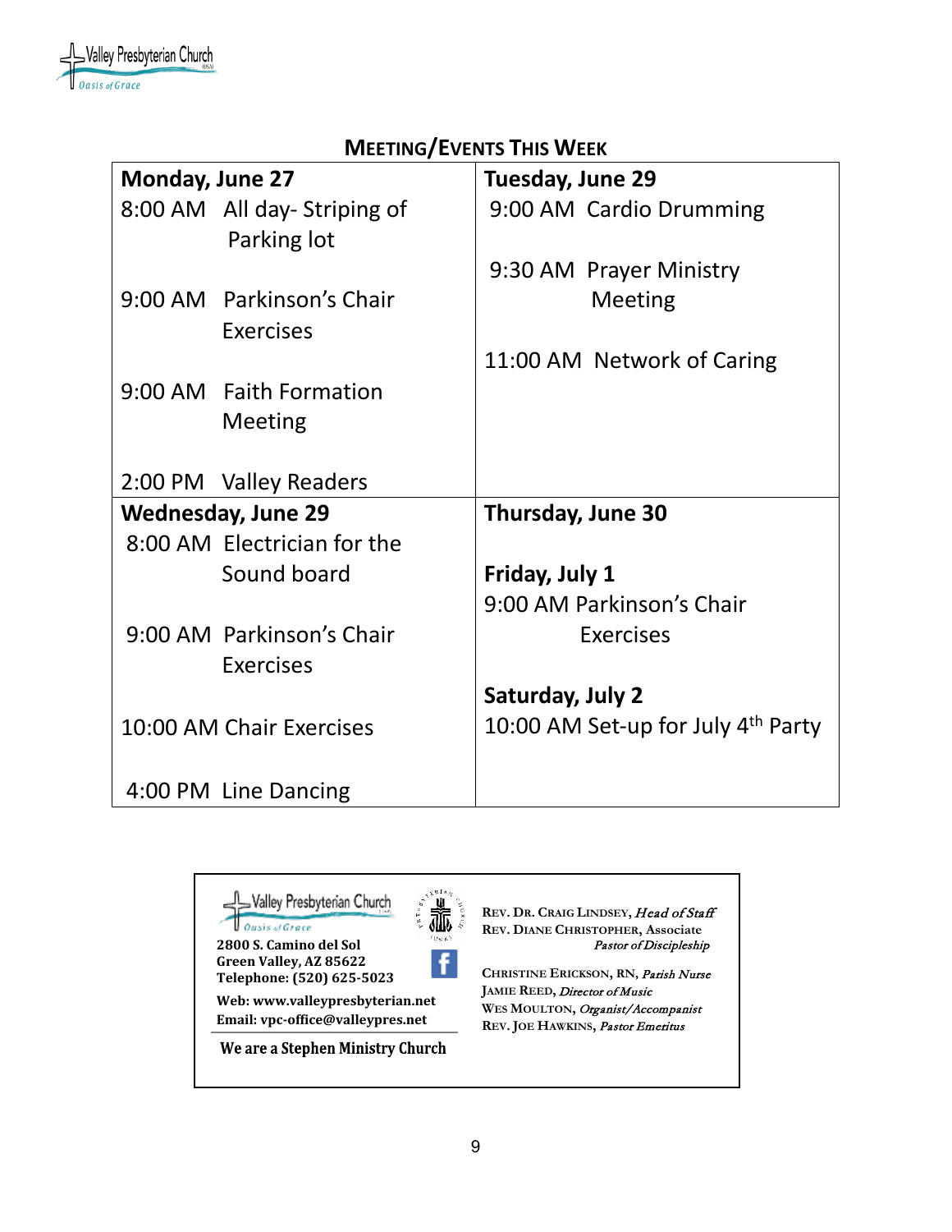## MEETING/EVENTS THIS WEEK

| | |
|---|---|
| **Monday, June 27**<br>8:00 AM All day- Striping of Parking lot<br><br>9:00 AM Parkinson's Chair Exercises<br><br>9:00 AM Faith Formation Meeting<br><br>2:00 PM Valley Readers | **Tuesday, June 29**<br>9:00 AM Cardio Drumming<br><br>9:30 AM Prayer Ministry Meeting<br><br>11:00 AM Network of Caring |
| **Wednesday, June 29**<br>8:00 AM Electrician for the Sound board<br><br>9:00 AM Parkinson's Chair Exercises<br><br>10:00 AM Chair Exercises<br><br>4:00 PM Line Dancing | **Thursday, June 30**<br><br>**Friday, July 1**<br>9:00 AM Parkinson's Chair Exercises<br><br>**Saturday, July 2**<br>10:00 AM Set-up for July 4th Party |

Valley Presbyterian Church
*Oasis of Grace*

**2800 S. Camino del Sol**
**Green Valley, AZ 85622**
**Telephone: (520) 625-5023**

**Web: www.valleypresbyterian.net**
**Email: vpc-office@valleypres.net**

**We are a Stephen Ministry Church**

REV. DR. CRAIG LINDSEY, *Head of Staff*
REV. DIANE CHRISTOPHER, Associate *Pastor of Discipleship*

CHRISTINE ERICKSON, RN, *Parish Nurse*
JAMIE REED, *Director of Music*
WES MOULTON, *Organist/Accompanist*
REV. JOE HAWKINS, *Pastor Emeritus*